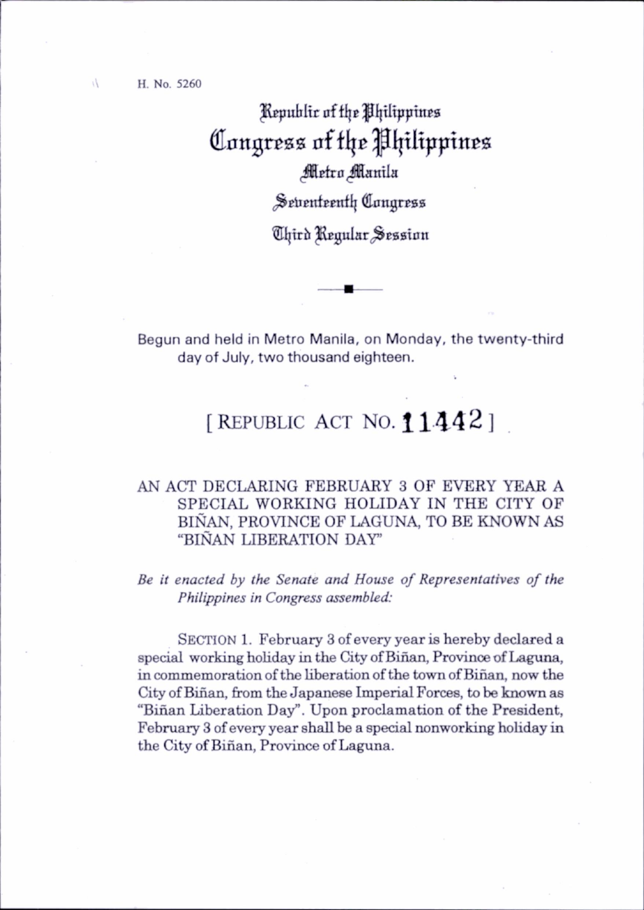H. No. 5260

Republic of the Philippines
# Congress of the Philippines
Metro Manila
Seventeenth Congress
Third Regular Session

Begun and held in Metro Manila, on Monday, the twenty-third day of July, two thousand eighteen.

## [ REPUBLIC ACT NO. 11442 ]

AN ACT DECLARING FEBRUARY 3 OF EVERY YEAR A SPECIAL WORKING HOLIDAY IN THE CITY OF BIÑAN, PROVINCE OF LAGUNA, TO BE KNOWN AS "BIÑAN LIBERATION DAY"

*Be it enacted by the Senate and House of Representatives of the Philippines in Congress assembled:*

SECTION 1. February 3 of every year is hereby declared a special working holiday in the City of Biñan, Province of Laguna, in commemoration of the liberation of the town of Biñan, now the City of Biñan, from the Japanese Imperial Forces, to be known as "Biñan Liberation Day". Upon proclamation of the President, February 3 of every year shall be a special nonworking holiday in the City of Biñan, Province of Laguna.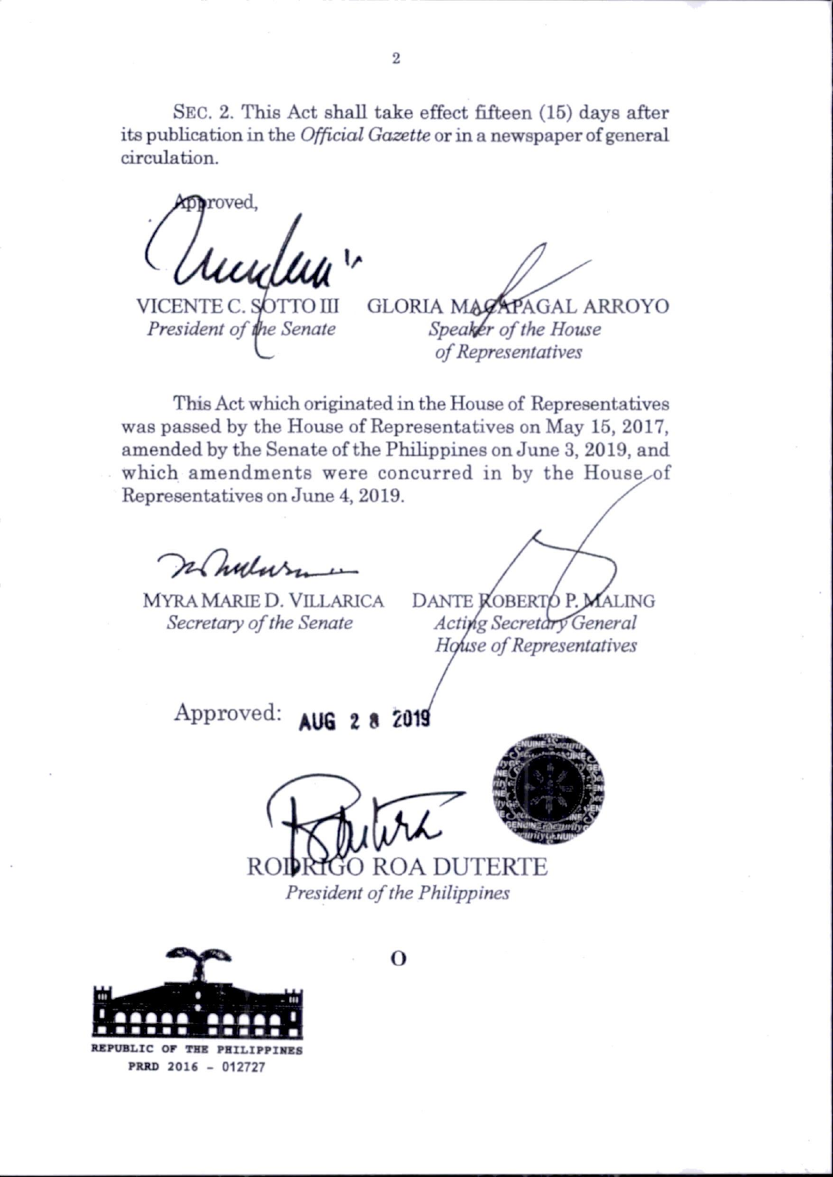SEC. 2. This Act shall take effect fifteen (15) days after its publication in the *Official Gazette* or in a newspaper of general circulation.

Approved,

| | |
|---|---|
| VICENTE C. SOTTO III | GLORIA MACAPAGAL ARROYO |
| *President of the Senate* | *Speaker of the House of Representatives* |

This Act which originated in the House of Representatives was passed by the House of Representatives on May 15, 2017, amended by the Senate of the Philippines on June 3, 2019, and which amendments were concurred in by the House of Representatives on June 4, 2019.

| | |
|---|---|
| MYRA MARIE D. VILLARICA | DANTE ROBERTO P. MALING |
| *Secretary of the Senate* | *Acting Secretary General House of Representatives* |

Approved: AUG 28 2019

RODRIGO ROA DUTERTE
*President of the Philippines*

O

REPUBLIC OF THE PHILIPPINES
PRRD 2016 - 012727